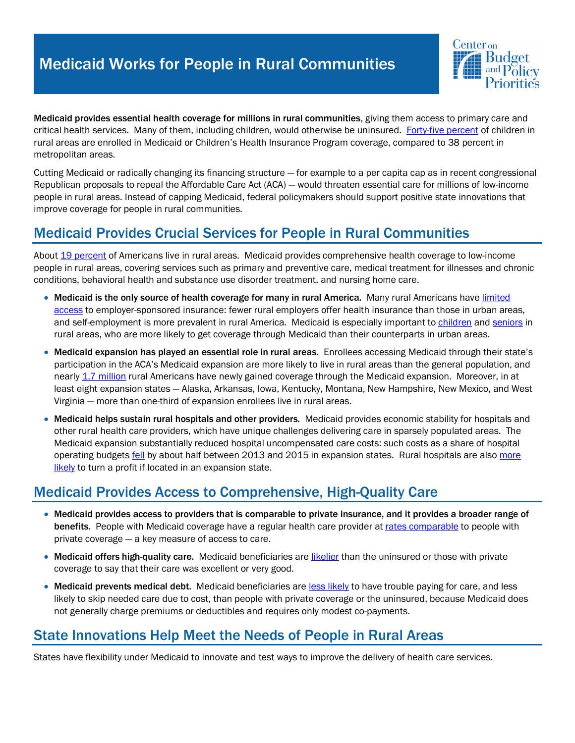# Medicaid Works for People in Rural Communities

**Medicaid provides essential health coverage for millions in rural communities**, giving them access to primary care and critical health services. Many of them, including children, would otherwise be uninsured. Forty-five percent of children in rural areas are enrolled in Medicaid or Children's Health Insurance Program coverage, compared to 38 percent in metropolitan areas.

Cutting Medicaid or radically changing its financing structure — for example to a per capita cap as in recent congressional Republican proposals to repeal the Affordable Care Act (ACA) — would threaten essential care for millions of low-income people in rural areas. Instead of capping Medicaid, federal policymakers should support positive state innovations that improve coverage for people in rural communities.

## Medicaid Provides Crucial Services for People in Rural Communities

About 19 percent of Americans live in rural areas. Medicaid provides comprehensive health coverage to low-income people in rural areas, covering services such as primary and preventive care, medical treatment for illnesses and chronic conditions, behavioral health and substance use disorder treatment, and nursing home care.

- **Medicaid is the only source of health coverage for many in rural America.** Many rural Americans have limited access to employer-sponsored insurance: fewer rural employers offer health insurance than those in urban areas, and self-employment is more prevalent in rural America. Medicaid is especially important to children and seniors in rural areas, who are more likely to get coverage through Medicaid than their counterparts in urban areas.
- **Medicaid expansion has played an essential role in rural areas.** Enrollees accessing Medicaid through their state's participation in the ACA's Medicaid expansion are more likely to live in rural areas than the general population, and nearly 1.7 million rural Americans have newly gained coverage through the Medicaid expansion. Moreover, in at least eight expansion states — Alaska, Arkansas, Iowa, Kentucky, Montana, New Hampshire, New Mexico, and West Virginia — more than one-third of expansion enrollees live in rural areas.
- **Medicaid helps sustain rural hospitals and other providers.** Medicaid provides economic stability for hospitals and other rural health care providers, which have unique challenges delivering care in sparsely populated areas. The Medicaid expansion substantially reduced hospital uncompensated care costs: such costs as a share of hospital operating budgets fell by about half between 2013 and 2015 in expansion states. Rural hospitals are also more likely to turn a profit if located in an expansion state.

## Medicaid Provides Access to Comprehensive, High-Quality Care

- **Medicaid provides access to providers that is comparable to private insurance, and it provides a broader range of benefits.** People with Medicaid coverage have a regular health care provider at rates comparable to people with private coverage — a key measure of access to care.
- **Medicaid offers high-quality care.** Medicaid beneficiaries are likelier than the uninsured or those with private coverage to say that their care was excellent or very good.
- **Medicaid prevents medical debt.** Medicaid beneficiaries are less likely to have trouble paying for care, and less likely to skip needed care due to cost, than people with private coverage or the uninsured, because Medicaid does not generally charge premiums or deductibles and requires only modest co-payments.

## State Innovations Help Meet the Needs of People in Rural Areas

States have flexibility under Medicaid to innovate and test ways to improve the delivery of health care services.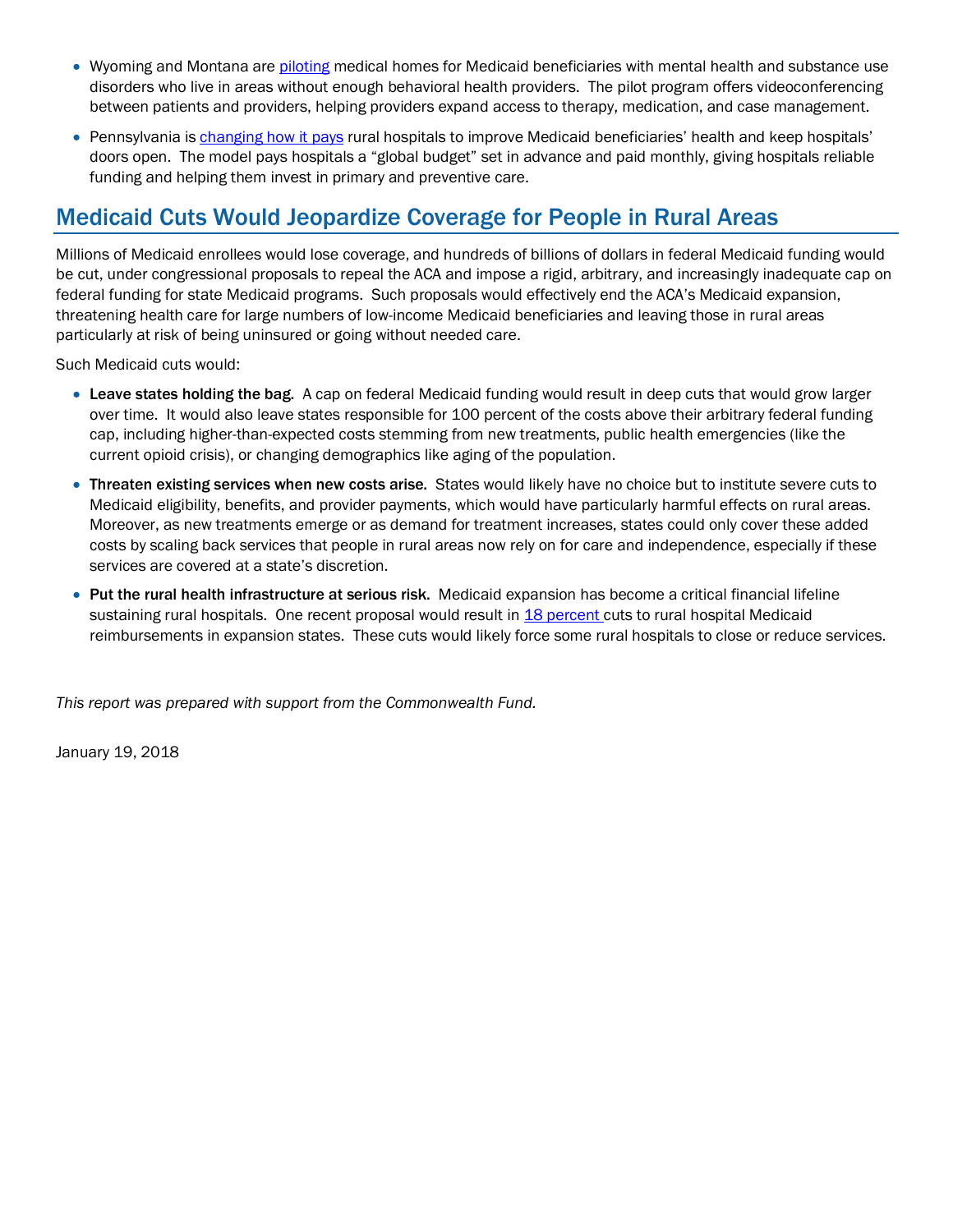- Wyoming and Montana are piloting medical homes for Medicaid beneficiaries with mental health and substance use disorders who live in areas without enough behavioral health providers. The pilot program offers videoconferencing between patients and providers, helping providers expand access to therapy, medication, and case management.
- Pennsylvania is changing how it pays rural hospitals to improve Medicaid beneficiaries' health and keep hospitals' doors open. The model pays hospitals a "global budget" set in advance and paid monthly, giving hospitals reliable funding and helping them invest in primary and preventive care.

## Medicaid Cuts Would Jeopardize Coverage for People in Rural Areas

Millions of Medicaid enrollees would lose coverage, and hundreds of billions of dollars in federal Medicaid funding would be cut, under congressional proposals to repeal the ACA and impose a rigid, arbitrary, and increasingly inadequate cap on federal funding for state Medicaid programs. Such proposals would effectively end the ACA's Medicaid expansion, threatening health care for large numbers of low-income Medicaid beneficiaries and leaving those in rural areas particularly at risk of being uninsured or going without needed care.

Such Medicaid cuts would:

- **Leave states holding the bag.** A cap on federal Medicaid funding would result in deep cuts that would grow larger over time. It would also leave states responsible for 100 percent of the costs above their arbitrary federal funding cap, including higher-than-expected costs stemming from new treatments, public health emergencies (like the current opioid crisis), or changing demographics like aging of the population.
- **Threaten existing services when new costs arise.** States would likely have no choice but to institute severe cuts to Medicaid eligibility, benefits, and provider payments, which would have particularly harmful effects on rural areas. Moreover, as new treatments emerge or as demand for treatment increases, states could only cover these added costs by scaling back services that people in rural areas now rely on for care and independence, especially if these services are covered at a state's discretion.
- **Put the rural health infrastructure at serious risk.** Medicaid expansion has become a critical financial lifeline sustaining rural hospitals. One recent proposal would result in 18 percent cuts to rural hospital Medicaid reimbursements in expansion states. These cuts would likely force some rural hospitals to close or reduce services.

*This report was prepared with support from the Commonwealth Fund.*

January 19, 2018